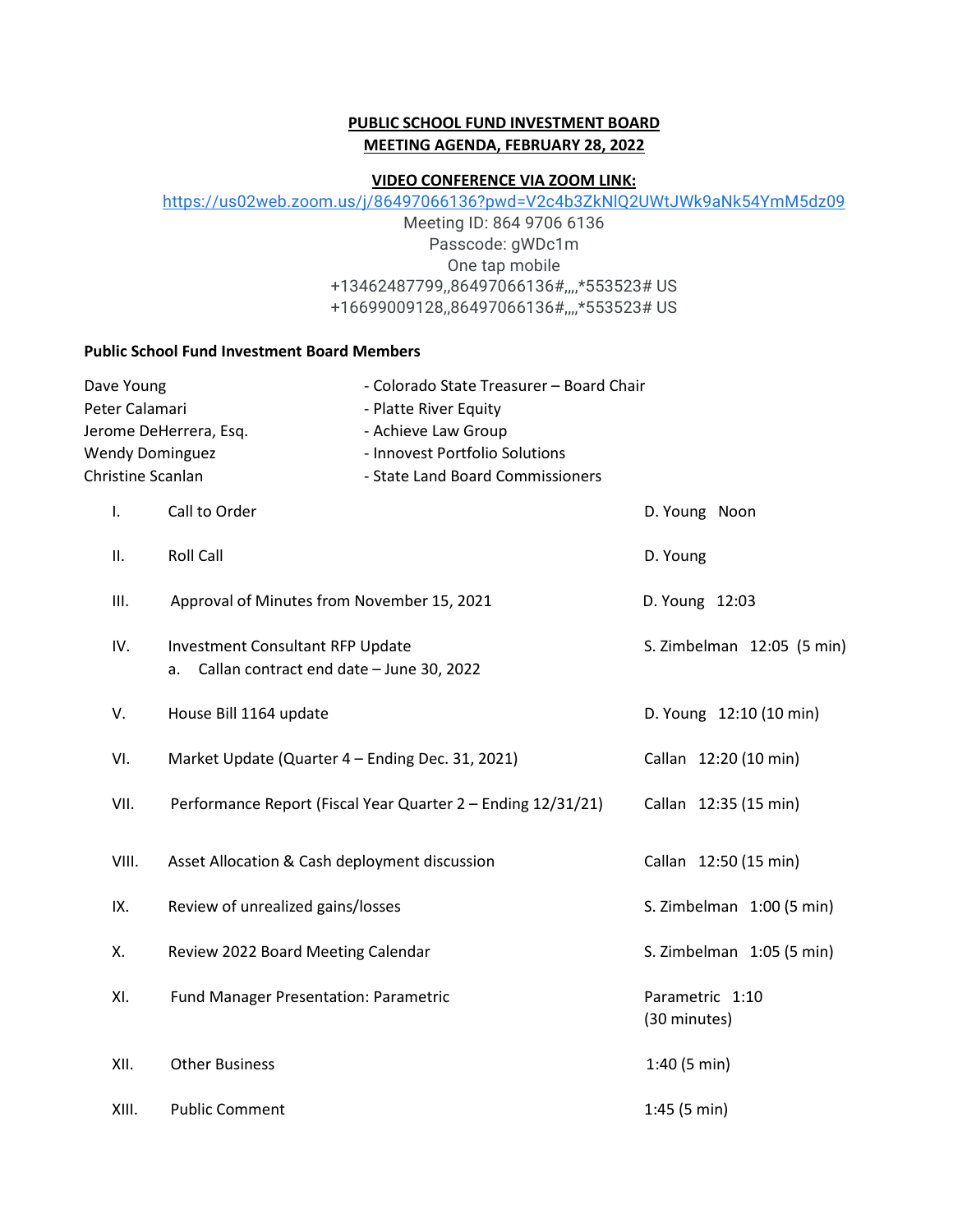# PUBLIC SCHOOL FUND INVESTMENT BOARD
## MEETING AGENDA, FEBRUARY 28, 2022

**VIDEO CONFERENCE VIA ZOOM LINK:**

https://us02web.zoom.us/j/86497066136?pwd=V2c4b3ZkNlQ2UWtJWk9aNk54YmM5dz09

Meeting ID: 864 9706 6136
Passcode: gWDc1m
One tap mobile
+13462487799,,86497066136#,,,,*553523# US
+16699009128,,86497066136#,,,,*553523# US

**Public School Fund Investment Board Members**

| | |
|---|---|
| Dave Young | - Colorado State Treasurer – Board Chair |
| Peter Calamari | - Platte River Equity |
| Jerome DeHerrera, Esq. | - Achieve Law Group |
| Wendy Dominguez | - Innovest Portfolio Solutions |
| Christine Scanlan | - State Land Board Commissioners |

| | | |
|---|---|---|
| I. | Call to Order | D. Young Noon |
| II. | Roll Call | D. Young |
| III. | Approval of Minutes from November 15, 2021 | D. Young 12:03 |
| IV. | Investment Consultant RFP Update<br>a. Callan contract end date – June 30, 2022 | S. Zimbelman 12:05 (5 min) |
| V. | House Bill 1164 update | D. Young 12:10 (10 min) |
| VI. | Market Update (Quarter 4 – Ending Dec. 31, 2021) | Callan 12:20 (10 min) |
| VII. | Performance Report (Fiscal Year Quarter 2 – Ending 12/31/21) | Callan 12:35 (15 min) |
| VIII. | Asset Allocation & Cash deployment discussion | Callan 12:50 (15 min) |
| IX. | Review of unrealized gains/losses | S. Zimbelman 1:00 (5 min) |
| X. | Review 2022 Board Meeting Calendar | S. Zimbelman 1:05 (5 min) |
| XI. | Fund Manager Presentation: Parametric | Parametric 1:10 (30 minutes) |
| XII. | Other Business | 1:40 (5 min) |
| XIII. | Public Comment | 1:45 (5 min) |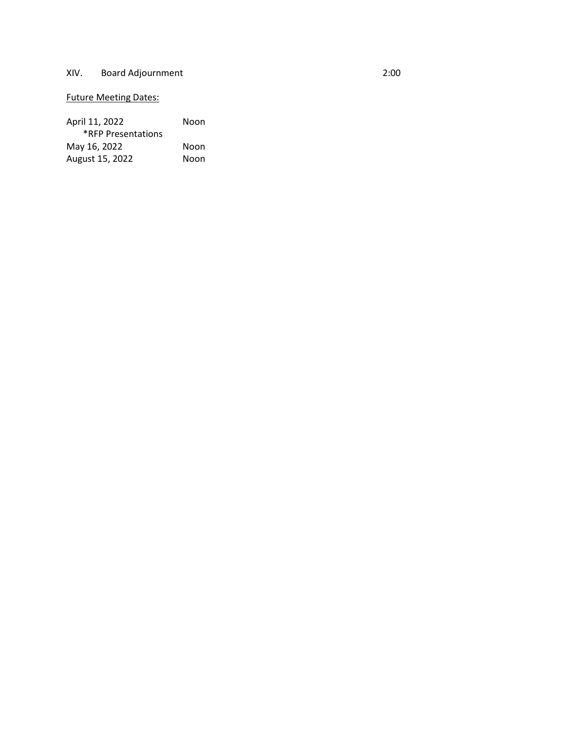XIV. Board Adjournment 2:00

<u>Future Meeting Dates:</u>

| | |
|---|---|
| April 11, 2022 | Noon |
| *RFP Presentations | |
| May 16, 2022 | Noon |
| August 15, 2022 | Noon |